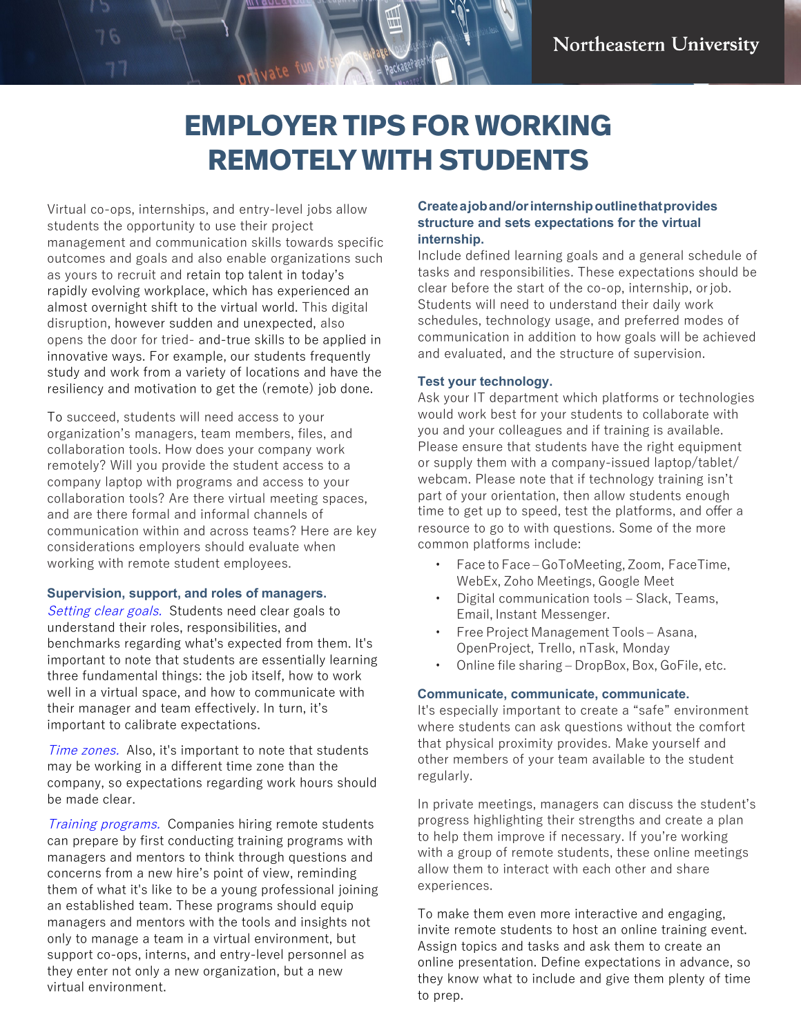Northeastern University

# EMPLOYER TIPS FOR WORKING REMOTELY WITH STUDENTS

Virtual co-ops, internships, and entry-level jobs allow students the opportunity to use their project management and communication skills towards specific outcomes and goals and also enable organizations such as yours to recruit and retain top talent in today's rapidly evolving workplace, which has experienced an almost overnight shift to the virtual world. This digital disruption, however sudden and unexpected, also opens the door for tried- and-true skills to be applied in innovative ways. For example, our students frequently study and work from a variety of locations and have the resiliency and motivation to get the (remote) job done.

To succeed, students will need access to your organization's managers, team members, files, and collaboration tools. How does your company work remotely? Will you provide the student access to a company laptop with programs and access to your collaboration tools? Are there virtual meeting spaces, and are there formal and informal channels of communication within and across teams? Here are key considerations employers should evaluate when working with remote student employees.

### Supervision, support, and roles of managers.

*Setting clear goals.* Students need clear goals to understand their roles, responsibilities, and benchmarks regarding what's expected from them. It's important to note that students are essentially learning three fundamental things: the job itself, how to work well in a virtual space, and how to communicate with their manager and team effectively. In turn, it's important to calibrate expectations.

*Time zones.* Also, it's important to note that students may be working in a different time zone than the company, so expectations regarding work hours should be made clear.

*Training programs.* Companies hiring remote students can prepare by first conducting training programs with managers and mentors to think through questions and concerns from a new hire's point of view, reminding them of what it's like to be a young professional joining an established team. These programs should equip managers and mentors with the tools and insights not only to manage a team in a virtual environment, but support co-ops, interns, and entry-level personnel as they enter not only a new organization, but a new virtual environment.

### Create a job and/or internship outline that provides structure and sets expectations for the virtual internship.

Include defined learning goals and a general schedule of tasks and responsibilities. These expectations should be clear before the start of the co-op, internship, or job. Students will need to understand their daily work schedules, technology usage, and preferred modes of communication in addition to how goals will be achieved and evaluated, and the structure of supervision.

### Test your technology.

Ask your IT department which platforms or technologies would work best for your students to collaborate with you and your colleagues and if training is available. Please ensure that students have the right equipment or supply them with a company-issued laptop/tablet/webcam. Please note that if technology training isn't part of your orientation, then allow students enough time to get up to speed, test the platforms, and offer a resource to go to with questions. Some of the more common platforms include:

- Face to Face – GoToMeeting, Zoom, FaceTime, WebEx, Zoho Meetings, Google Meet
- Digital communication tools – Slack, Teams, Email, Instant Messenger.
- Free Project Management Tools – Asana, OpenProject, Trello, nTask, Monday
- Online file sharing – DropBox, Box, GoFile, etc.

### Communicate, communicate, communicate.

It's especially important to create a "safe" environment where students can ask questions without the comfort that physical proximity provides. Make yourself and other members of your team available to the student regularly.

In private meetings, managers can discuss the student's progress highlighting their strengths and create a plan to help them improve if necessary. If you're working with a group of remote students, these online meetings allow them to interact with each other and share experiences.

To make them even more interactive and engaging, invite remote students to host an online training event. Assign topics and tasks and ask them to create an online presentation. Define expectations in advance, so they know what to include and give them plenty of time to prep.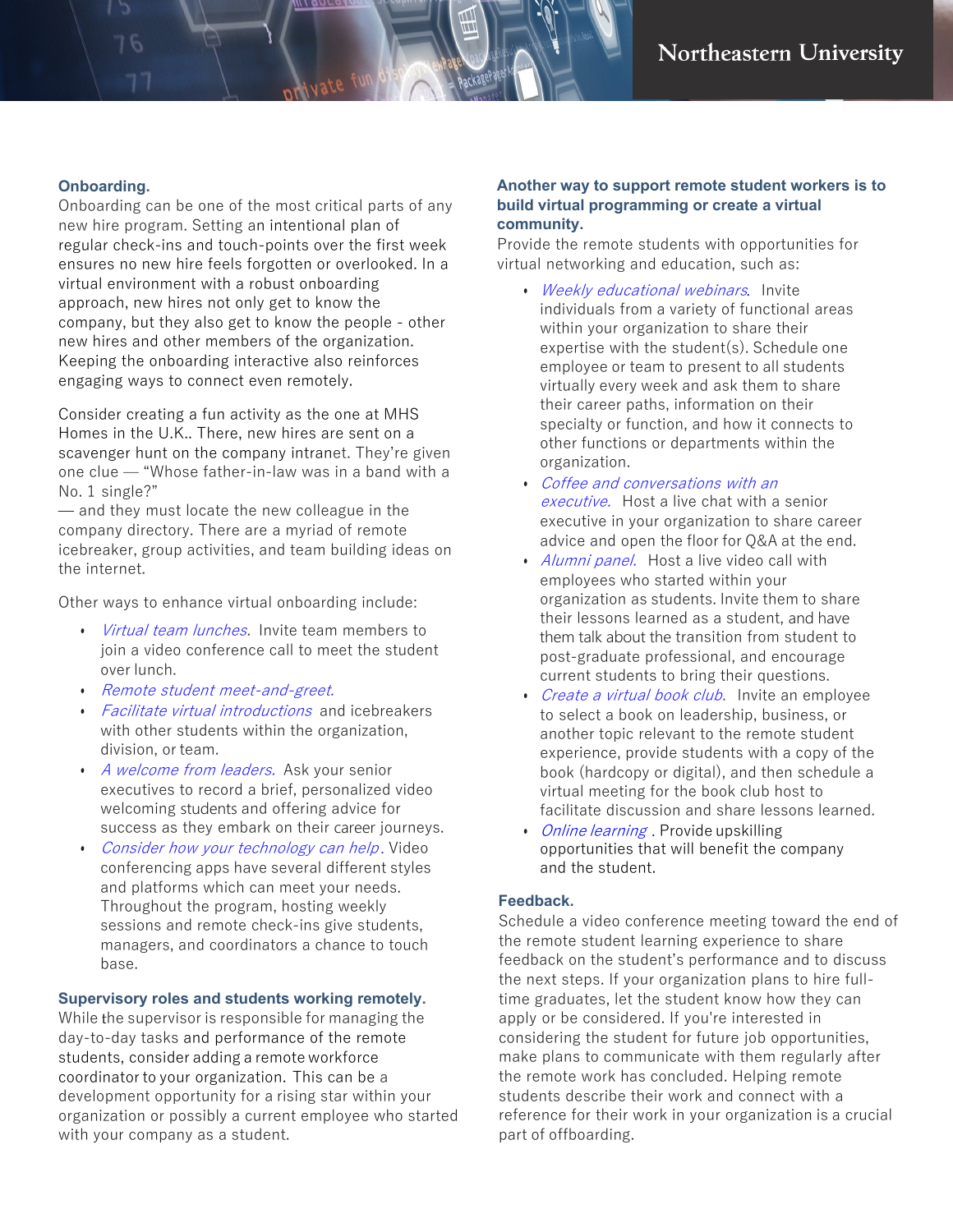### Onboarding.

Onboarding can be one of the most critical parts of any new hire program. Setting an intentional plan of regular check-ins and touch-points over the first week ensures no new hire feels forgotten or overlooked. In a virtual environment with a robust onboarding approach, new hires not only get to know the company, but they also get to know the people - other new hires and other members of the organization. Keeping the onboarding interactive also reinforces engaging ways to connect even remotely.

Consider creating a fun activity as the one at MHS Homes in the U.K.. There, new hires are sent on a scavenger hunt on the company intranet. They're given one clue — "Whose father-in-law was in a band with a No. 1 single?"
— and they must locate the new colleague in the company directory. There are a myriad of remote icebreaker, group activities, and team building ideas on the internet.

Other ways to enhance virtual onboarding include:

- *Virtual team lunches.* Invite team members to join a video conference call to meet the student over lunch.
- *Remote student meet-and-greet.*
- *Facilitate virtual introductions* and icebreakers with other students within the organization, division, or team.
- *A welcome from leaders.* Ask your senior executives to record a brief, personalized video welcoming students and offering advice for success as they embark on their career journeys.
- *Consider how your technology can help*. Video conferencing apps have several different styles and platforms which can meet your needs. Throughout the program, hosting weekly sessions and remote check-ins give students, managers, and coordinators a chance to touch base.

### Supervisory roles and students working remotely.

While the supervisor is responsible for managing the day-to-day tasks and performance of the remote students, consider adding a remote workforce coordinator to your organization. This can be a development opportunity for a rising star within your organization or possibly a current employee who started with your company as a student.

### Another way to support remote student workers is to build virtual programming or create a virtual community.

Provide the remote students with opportunities for virtual networking and education, such as:

- *Weekly educational webinars.* Invite individuals from a variety of functional areas within your organization to share their expertise with the student(s). Schedule one employee or team to present to all students virtually every week and ask them to share their career paths, information on their specialty or function, and how it connects to other functions or departments within the organization.
- *Coffee and conversations with an executive.* Host a live chat with a senior executive in your organization to share career advice and open the floor for Q&A at the end.
- *Alumni panel.* Host a live video call with employees who started within your organization as students. Invite them to share their lessons learned as a student, and have them talk about the transition from student to post-graduate professional, and encourage current students to bring their questions.
- *Create a virtual book club.* Invite an employee to select a book on leadership, business, or another topic relevant to the remote student experience, provide students with a copy of the book (hardcopy or digital), and then schedule a virtual meeting for the book club host to facilitate discussion and share lessons learned.
- *Online learning* . Provide upskilling opportunities that will benefit the company and the student.

### Feedback.

Schedule a video conference meeting toward the end of the remote student learning experience to share feedback on the student's performance and to discuss the next steps. If your organization plans to hire full-time graduates, let the student know how they can apply or be considered. If you're interested in considering the student for future job opportunities, make plans to communicate with them regularly after the remote work has concluded. Helping remote students describe their work and connect with a reference for their work in your organization is a crucial part of offboarding.